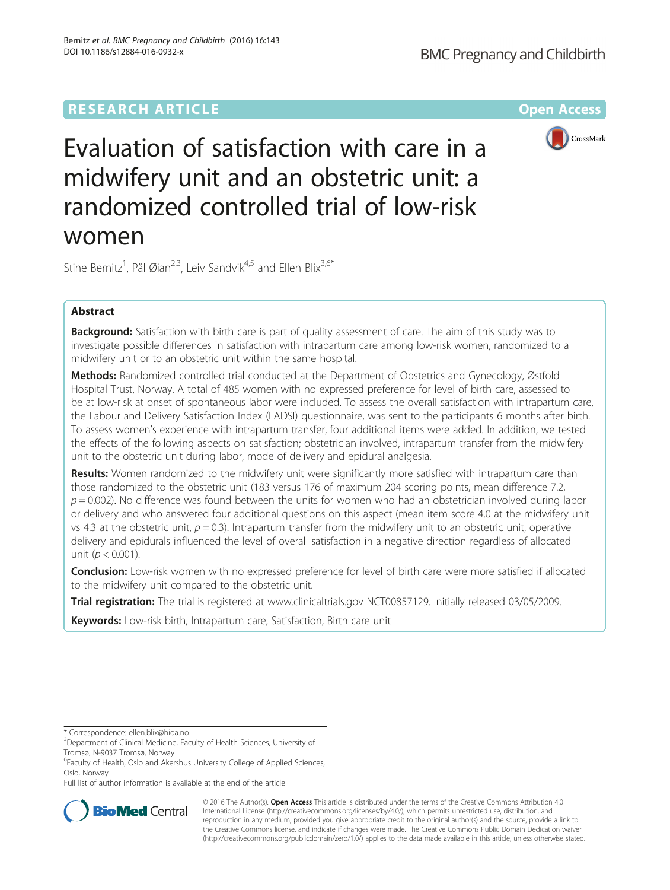RESEARCH ARTICLE

Open Access

# Evaluation of satisfaction with care in a midwifery unit and an obstetric unit: a randomized controlled trial of low-risk women

Stine Bernitz[1], Pål Øian[2,3], Leiv Sandvik[4,5] and Ellen Blix[3,6*]

## Abstract

**Background:** Satisfaction with birth care is part of quality assessment of care. The aim of this study was to investigate possible differences in satisfaction with intrapartum care among low-risk women, randomized to a midwifery unit or to an obstetric unit within the same hospital.

**Methods:** Randomized controlled trial conducted at the Department of Obstetrics and Gynecology, Østfold Hospital Trust, Norway. A total of 485 women with no expressed preference for level of birth care, assessed to be at low-risk at onset of spontaneous labor were included. To assess the overall satisfaction with intrapartum care, the Labour and Delivery Satisfaction Index (LADSI) questionnaire, was sent to the participants 6 months after birth. To assess women's experience with intrapartum transfer, four additional items were added. In addition, we tested the effects of the following aspects on satisfaction; obstetrician involved, intrapartum transfer from the midwifery unit to the obstetric unit during labor, mode of delivery and epidural analgesia.

**Results:** Women randomized to the midwifery unit were significantly more satisfied with intrapartum care than those randomized to the obstetric unit (183 versus 176 of maximum 204 scoring points, mean difference 7.2, $p = 0.002$). No difference was found between the units for women who had an obstetrician involved during labor or delivery and who answered four additional questions on this aspect (mean item score 4.0 at the midwifery unit vs 4.3 at the obstetric unit, $p = 0.3$). Intrapartum transfer from the midwifery unit to an obstetric unit, operative delivery and epidurals influenced the level of overall satisfaction in a negative direction regardless of allocated unit ($p < 0.001$).

**Conclusion:** Low-risk women with no expressed preference for level of birth care were more satisfied if allocated to the midwifery unit compared to the obstetric unit.

**Trial registration:** The trial is registered at www.clinicaltrials.gov NCT00857129. Initially released 03/05/2009.

**Keywords:** Low-risk birth, Intrapartum care, Satisfaction, Birth care unit

---

* Correspondence: ellen.blix@hioa.no

[3]Department of Clinical Medicine, Faculty of Health Sciences, University of Tromsø, N-9037 Tromsø, Norway

[6]Faculty of Health, Oslo and Akershus University College of Applied Sciences, Oslo, Norway

Full list of author information is available at the end of the article

© 2016 The Author(s). **Open Access** This article is distributed under the terms of the Creative Commons Attribution 4.0 International License (http://creativecommons.org/licenses/by/4.0/), which permits unrestricted use, distribution, and reproduction in any medium, provided you give appropriate credit to the original author(s) and the source, provide a link to the Creative Commons license, and indicate if changes were made. The Creative Commons Public Domain Dedication waiver (http://creativecommons.org/publicdomain/zero/1.0/) applies to the data made available in this article, unless otherwise stated.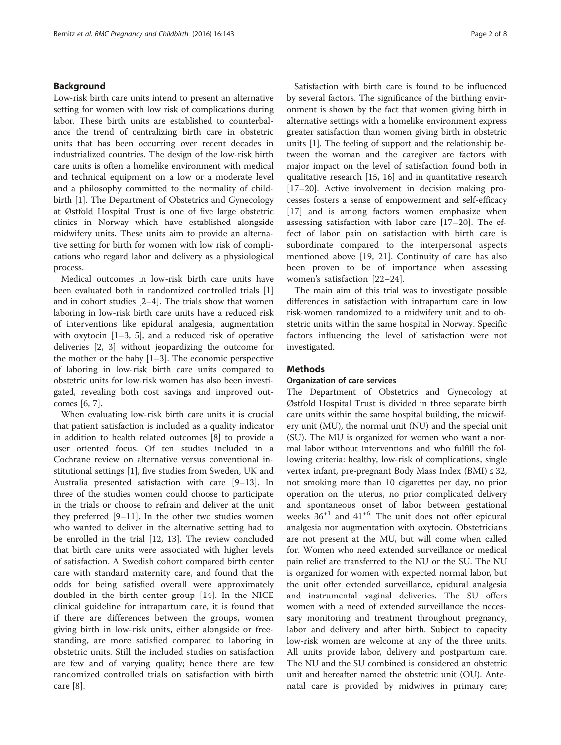## Background

Low-risk birth care units intend to present an alternative setting for women with low risk of complications during labor. These birth units are established to counterbalance the trend of centralizing birth care in obstetric units that has been occurring over recent decades in industrialized countries. The design of the low-risk birth care units is often a homelike environment with medical and technical equipment on a low or a moderate level and a philosophy committed to the normality of childbirth [1]. The Department of Obstetrics and Gynecology at Østfold Hospital Trust is one of five large obstetric clinics in Norway which have established alongside midwifery units. These units aim to provide an alternative setting for birth for women with low risk of complications who regard labor and delivery as a physiological process.

Medical outcomes in low-risk birth care units have been evaluated both in randomized controlled trials [1] and in cohort studies [2–4]. The trials show that women laboring in low-risk birth care units have a reduced risk of interventions like epidural analgesia, augmentation with oxytocin [1–3, 5], and a reduced risk of operative deliveries [2, 3] without jeopardizing the outcome for the mother or the baby [1–3]. The economic perspective of laboring in low-risk birth care units compared to obstetric units for low-risk women has also been investigated, revealing both cost savings and improved outcomes [6, 7].

When evaluating low-risk birth care units it is crucial that patient satisfaction is included as a quality indicator in addition to health related outcomes [8] to provide a user oriented focus. Of ten studies included in a Cochrane review on alternative versus conventional institutional settings [1], five studies from Sweden, UK and Australia presented satisfaction with care [9–13]. In three of the studies women could choose to participate in the trials or choose to refrain and deliver at the unit they preferred [9–11]. In the other two studies women who wanted to deliver in the alternative setting had to be enrolled in the trial [12, 13]. The review concluded that birth care units were associated with higher levels of satisfaction. A Swedish cohort compared birth center care with standard maternity care, and found that the odds for being satisfied overall were approximately doubled in the birth center group [14]. In the NICE clinical guideline for intrapartum care, it is found that if there are differences between the groups, women giving birth in low-risk units, either alongside or free-standing, are more satisfied compared to laboring in obstetric units. Still the included studies on satisfaction are few and of varying quality; hence there are few randomized controlled trials on satisfaction with birth care [8].

Satisfaction with birth care is found to be influenced by several factors. The significance of the birthing environment is shown by the fact that women giving birth in alternative settings with a homelike environment express greater satisfaction than women giving birth in obstetric units [1]. The feeling of support and the relationship between the woman and the caregiver are factors with major impact on the level of satisfaction found both in qualitative research [15, 16] and in quantitative research [17–20]. Active involvement in decision making processes fosters a sense of empowerment and self-efficacy [17] and is among factors women emphasize when assessing satisfaction with labor care [17–20]. The effect of labor pain on satisfaction with birth care is subordinate compared to the interpersonal aspects mentioned above [19, 21]. Continuity of care has also been proven to be of importance when assessing women's satisfaction [22–24].

The main aim of this trial was to investigate possible differences in satisfaction with intrapartum care in low risk-women randomized to a midwifery unit and to obstetric units within the same hospital in Norway. Specific factors influencing the level of satisfaction were not investigated.

## Methods

### Organization of care services

The Department of Obstetrics and Gynecology at Østfold Hospital Trust is divided in three separate birth care units within the same hospital building, the midwifery unit (MU), the normal unit (NU) and the special unit (SU). The MU is organized for women who want a normal labor without interventions and who fulfill the following criteria: healthy, low-risk of complications, single vertex infant, pre-pregnant Body Mass Index (BMI) ≤ 32, not smoking more than 10 cigarettes per day, no prior operation on the uterus, no prior complicated delivery and spontaneous onset of labor between gestational weeks $36^{+1}$ and $41^{+6}$. The unit does not offer epidural analgesia nor augmentation with oxytocin. Obstetricians are not present at the MU, but will come when called for. Women who need extended surveillance or medical pain relief are transferred to the NU or the SU. The NU is organized for women with expected normal labor, but the unit offer extended surveillance, epidural analgesia and instrumental vaginal deliveries. The SU offers women with a need of extended surveillance the necessary monitoring and treatment throughout pregnancy, labor and delivery and after birth. Subject to capacity low-risk women are welcome at any of the three units. All units provide labor, delivery and postpartum care. The NU and the SU combined is considered an obstetric unit and hereafter named the obstetric unit (OU). Antenatal care is provided by midwives in primary care;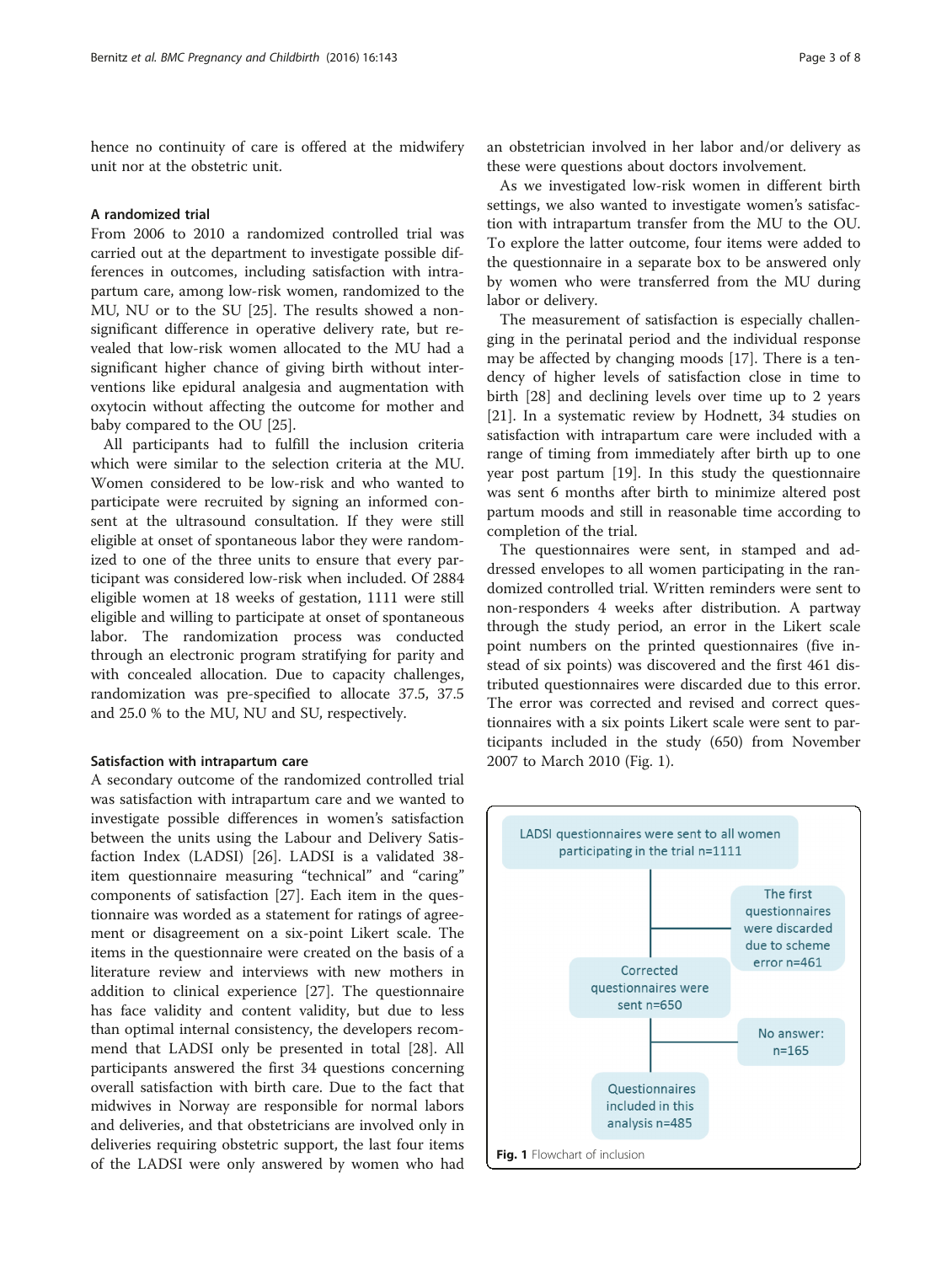hence no continuity of care is offered at the midwifery unit nor at the obstetric unit.

### A randomized trial

From 2006 to 2010 a randomized controlled trial was carried out at the department to investigate possible differences in outcomes, including satisfaction with intrapartum care, among low-risk women, randomized to the MU, NU or to the SU [25]. The results showed a non-significant difference in operative delivery rate, but revealed that low-risk women allocated to the MU had a significant higher chance of giving birth without interventions like epidural analgesia and augmentation with oxytocin without affecting the outcome for mother and baby compared to the OU [25].

All participants had to fulfill the inclusion criteria which were similar to the selection criteria at the MU. Women considered to be low-risk and who wanted to participate were recruited by signing an informed consent at the ultrasound consultation. If they were still eligible at onset of spontaneous labor they were randomized to one of the three units to ensure that every participant was considered low-risk when included. Of 2884 eligible women at 18 weeks of gestation, 1111 were still eligible and willing to participate at onset of spontaneous labor. The randomization process was conducted through an electronic program stratifying for parity and with concealed allocation. Due to capacity challenges, randomization was pre-specified to allocate 37.5, 37.5 and 25.0 % to the MU, NU and SU, respectively.

### Satisfaction with intrapartum care

A secondary outcome of the randomized controlled trial was satisfaction with intrapartum care and we wanted to investigate possible differences in women's satisfaction between the units using the Labour and Delivery Satisfaction Index (LADSI) [26]. LADSI is a validated 38-item questionnaire measuring "technical" and "caring" components of satisfaction [27]. Each item in the questionnaire was worded as a statement for ratings of agreement or disagreement on a six-point Likert scale. The items in the questionnaire were created on the basis of a literature review and interviews with new mothers in addition to clinical experience [27]. The questionnaire has face validity and content validity, but due to less than optimal internal consistency, the developers recommend that LADSI only be presented in total [28]. All participants answered the first 34 questions concerning overall satisfaction with birth care. Due to the fact that midwives in Norway are responsible for normal labors and deliveries, and that obstetricians are involved only in deliveries requiring obstetric support, the last four items of the LADSI were only answered by women who had an obstetrician involved in her labor and/or delivery as these were questions about doctors involvement.

As we investigated low-risk women in different birth settings, we also wanted to investigate women's satisfaction with intrapartum transfer from the MU to the OU. To explore the latter outcome, four items were added to the questionnaire in a separate box to be answered only by women who were transferred from the MU during labor or delivery.

The measurement of satisfaction is especially challenging in the perinatal period and the individual response may be affected by changing moods [17]. There is a tendency of higher levels of satisfaction close in time to birth [28] and declining levels over time up to 2 years [21]. In a systematic review by Hodnett, 34 studies on satisfaction with intrapartum care were included with a range of timing from immediately after birth up to one year post partum [19]. In this study the questionnaire was sent 6 months after birth to minimize altered post partum moods and still in reasonable time according to completion of the trial.

The questionnaires were sent, in stamped and addressed envelopes to all women participating in the randomized controlled trial. Written reminders were sent to non-responders 4 weeks after distribution. A partway through the study period, an error in the Likert scale point numbers on the printed questionnaires (five instead of six points) was discovered and the first 461 distributed questionnaires were discarded due to this error. The error was corrected and revised and correct questionnaires with a six points Likert scale were sent to participants included in the study (650) from November 2007 to March 2010 (Fig. 1).

LADSI questionnaires were sent to all women participating in the trial n=1111

→ The first questionnaires were discarded due to scheme error n=461

Corrected questionnaires were sent n=650

→ No answer: n=165

Questionnaires included in this analysis n=485

**Fig. 1** Flowchart of inclusion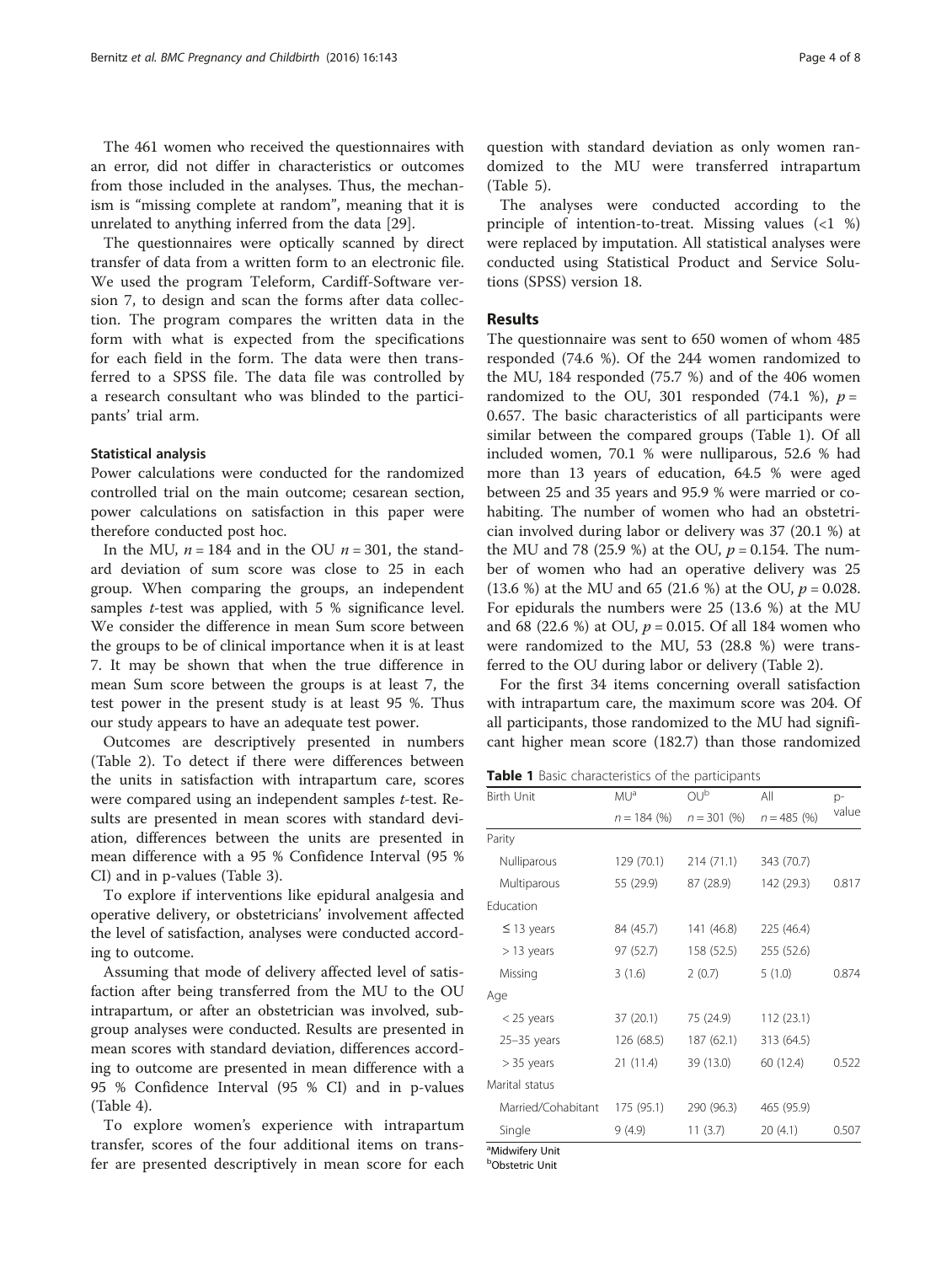The 461 women who received the questionnaires with an error, did not differ in characteristics or outcomes from those included in the analyses. Thus, the mechanism is "missing complete at random", meaning that it is unrelated to anything inferred from the data [29].

The questionnaires were optically scanned by direct transfer of data from a written form to an electronic file. We used the program Teleform, Cardiff-Software version 7, to design and scan the forms after data collection. The program compares the written data in the form with what is expected from the specifications for each field in the form. The data were then transferred to a SPSS file. The data file was controlled by a research consultant who was blinded to the participants' trial arm.

### Statistical analysis

Power calculations were conducted for the randomized controlled trial on the main outcome; cesarean section, power calculations on satisfaction in this paper were therefore conducted post hoc.

In the MU, $n = 184$ and in the OU $n = 301$, the standard deviation of sum score was close to 25 in each group. When comparing the groups, an independent samples *t*-test was applied, with 5 % significance level. We consider the difference in mean Sum score between the groups to be of clinical importance when it is at least 7. It may be shown that when the true difference in mean Sum score between the groups is at least 7, the test power in the present study is at least 95 %. Thus our study appears to have an adequate test power.

Outcomes are descriptively presented in numbers (Table 2). To detect if there were differences between the units in satisfaction with intrapartum care, scores were compared using an independent samples *t*-test. Results are presented in mean scores with standard deviation, differences between the units are presented in mean difference with a 95 % Confidence Interval (95 % CI) and in p-values (Table 3).

To explore if interventions like epidural analgesia and operative delivery, or obstetricians' involvement affected the level of satisfaction, analyses were conducted according to outcome.

Assuming that mode of delivery affected level of satisfaction after being transferred from the MU to the OU intrapartum, or after an obstetrician was involved, subgroup analyses were conducted. Results are presented in mean scores with standard deviation, differences according to outcome are presented in mean difference with a 95 % Confidence Interval (95 % CI) and in p-values (Table 4).

To explore women's experience with intrapartum transfer, scores of the four additional items on transfer are presented descriptively in mean score for each question with standard deviation as only women randomized to the MU were transferred intrapartum (Table 5).

The analyses were conducted according to the principle of intention-to-treat. Missing values (<1 %) were replaced by imputation. All statistical analyses were conducted using Statistical Product and Service Solutions (SPSS) version 18.

## Results

The questionnaire was sent to 650 women of whom 485 responded (74.6 %). Of the 244 women randomized to the MU, 184 responded (75.7 %) and of the 406 women randomized to the OU, 301 responded (74.1 %), $p = 0.657$. The basic characteristics of all participants were similar between the compared groups (Table 1). Of all included women, 70.1 % were nulliparous, 52.6 % had more than 13 years of education, 64.5 % were aged between 25 and 35 years and 95.9 % were married or cohabiting. The number of women who had an obstetrician involved during labor or delivery was 37 (20.1 %) at the MU and 78 (25.9 %) at the OU, $p = 0.154$. The number of women who had an operative delivery was 25 (13.6 %) at the MU and 65 (21.6 %) at the OU, $p = 0.028$. For epidurals the numbers were 25 (13.6 %) at the MU and 68 (22.6 %) at OU, $p = 0.015$. Of all 184 women who were randomized to the MU, 53 (28.8 %) were transferred to the OU during labor or delivery (Table 2).

For the first 34 items concerning overall satisfaction with intrapartum care, the maximum score was 204. Of all participants, those randomized to the MU had significant higher mean score (182.7) than those randomized

**Table 1** Basic characteristics of the participants

| Birth Unit | MU[a] | OU[b] | All | p-value |
|---|---|---|---|---|
| | $n = 184$ (%) | $n = 301$ (%) | $n = 485$ (%) | |
| Parity | | | | |
| Nulliparous | 129 (70.1) | 214 (71.1) | 343 (70.7) | |
| Multiparous | 55 (29.9) | 87 (28.9) | 142 (29.3) | 0.817 |
| Education | | | | |
| ≤ 13 years | 84 (45.7) | 141 (46.8) | 225 (46.4) | |
| > 13 years | 97 (52.7) | 158 (52.5) | 255 (52.6) | |
| Missing | 3 (1.6) | 2 (0.7) | 5 (1.0) | 0.874 |
| Age | | | | |
| < 25 years | 37 (20.1) | 75 (24.9) | 112 (23.1) | |
| 25–35 years | 126 (68.5) | 187 (62.1) | 313 (64.5) | |
| > 35 years | 21 (11.4) | 39 (13.0) | 60 (12.4) | 0.522 |
| Marital status | | | | |
| Married/Cohabitant | 175 (95.1) | 290 (96.3) | 465 (95.9) | |
| Single | 9 (4.9) | 11 (3.7) | 20 (4.1) | 0.507 |

[a]Midwifery Unit
[b]Obstetric Unit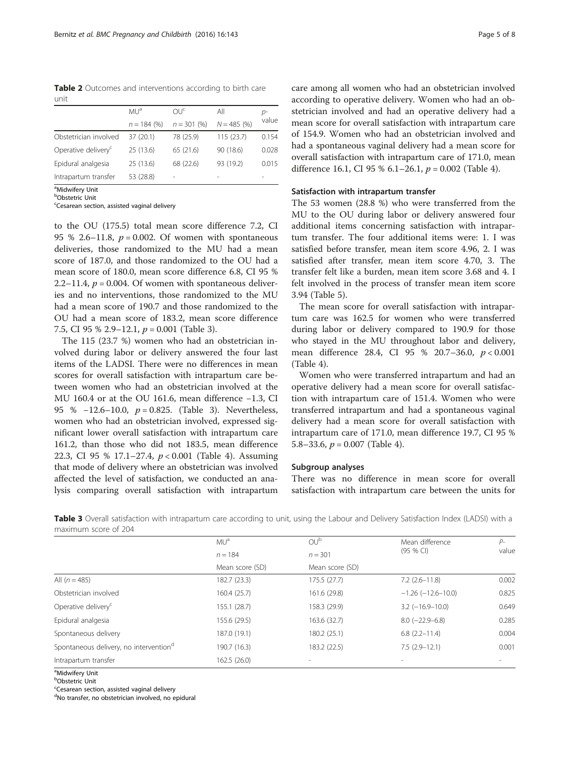**Table 2** Outcomes and interventions according to birth care unit

| | MU[a] | OU[c] | All | p-value |
|---|---|---|---|---|
| | n = 184 (%) | n = 301 (%) | N = 485 (%) | |
| Obstetrician involved | 37 (20.1) | 78 (25.9) | 115 (23.7) | 0.154 |
| Operative delivery[c] | 25 (13.6) | 65 (21.6) | 90 (18.6) | 0.028 |
| Epidural analgesia | 25 (13.6) | 68 (22.6) | 93 (19.2) | 0.015 |
| Intrapartum transfer | 53 (28.8) | - | - | - |

[a]Midwifery Unit
[b]Obstetric Unit
[c]Cesarean section, assisted vaginal delivery

to the OU (175.5) total mean score difference 7.2, CI 95 % 2.6–11.8, $p = 0.002$. Of women with spontaneous deliveries, those randomized to the MU had a mean score of 187.0, and those randomized to the OU had a mean score of 180.0, mean score difference 6.8, CI 95 % 2.2–11.4, $p = 0.004$. Of women with spontaneous deliveries and no interventions, those randomized to the MU had a mean score of 190.7 and those randomized to the OU had a mean score of 183.2, mean score difference 7.5, CI 95 % 2.9–12.1, $p = 0.001$ (Table 3).

The 115 (23.7 %) women who had an obstetrician involved during labor or delivery answered the four last items of the LADSI. There were no differences in mean scores for overall satisfaction with intrapartum care between women who had an obstetrician involved at the MU 160.4 or at the OU 161.6, mean difference −1.3, CI 95 % −12.6–10.0, $p = 0.825$. (Table 3). Nevertheless, women who had an obstetrician involved, expressed significant lower overall satisfaction with intrapartum care 161.2, than those who did not 183.5, mean difference 22.3, CI 95 % 17.1–27.4, $p < 0.001$ (Table 4). Assuming that mode of delivery where an obstetrician was involved affected the level of satisfaction, we conducted an analysis comparing overall satisfaction with intrapartum care among all women who had an obstetrician involved according to operative delivery. Women who had an obstetrician involved and had an operative delivery had a mean score for overall satisfaction with intrapartum care of 154.9. Women who had an obstetrician involved and had a spontaneous vaginal delivery had a mean score for overall satisfaction with intrapartum care of 171.0, mean difference 16.1, CI 95 % 6.1–26.1, $p = 0.002$ (Table 4).

### Satisfaction with intrapartum transfer

The 53 women (28.8 %) who were transferred from the MU to the OU during labor or delivery answered four additional items concerning satisfaction with intrapartum transfer. The four additional items were: 1. I was satisfied before transfer, mean item score 4.96, 2. I was satisfied after transfer, mean item score 4.70, 3. The transfer felt like a burden, mean item score 3.68 and 4. I felt involved in the process of transfer mean item score 3.94 (Table 5).

The mean score for overall satisfaction with intrapartum care was 162.5 for women who were transferred during labor or delivery compared to 190.9 for those who stayed in the MU throughout labor and delivery, mean difference 28.4, CI 95 % 20.7–36.0, $p < 0.001$ (Table 4).

Women who were transferred intrapartum and had an operative delivery had a mean score for overall satisfaction with intrapartum care of 151.4. Women who were transferred intrapartum and had a spontaneous vaginal delivery had a mean score for overall satisfaction with intrapartum care of 171.0, mean difference 19.7, CI 95 % 5.8–33.6, $p = 0.007$ (Table 4).

### Subgroup analyses

There was no difference in mean score for overall satisfaction with intrapartum care between the units for

**Table 3** Overall satisfaction with intrapartum care according to unit, using the Labour and Delivery Satisfaction Index (LADSI) with a maximum score of 204

| | MU[a] | OU[b] | Mean difference (95 % CI) | P-value |
|---|---|---|---|---|
| | n = 184 | n = 301 | | |
| | Mean score (SD) | Mean score (SD) | | |
| All (n = 485) | 182.7 (23.3) | 175.5 (27.7) | 7.2 (2.6–11.8) | 0.002 |
| Obstetrician involved | 160.4 (25.7) | 161.6 (29.8) | −1.26 (−12.6–10.0) | 0.825 |
| Operative delivery[c] | 155.1 (28.7) | 158.3 (29.9) | 3.2 (−16.9–10.0) | 0.649 |
| Epidural analgesia | 155.6 (29.5) | 163.6 (32.7) | 8.0 (−22.9–6.8) | 0.285 |
| Spontaneous delivery | 187.0 (19.1) | 180.2 (25.1) | 6.8 (2.2–11.4) | 0.004 |
| Spontaneous delivery, no intervention[d] | 190.7 (16.3) | 183.2 (22.5) | 7.5 (2.9–12.1) | 0.001 |
| Intrapartum transfer | 162.5 (26.0) | - | - | - |

[a]Midwifery Unit
[b]Obstetric Unit
[c]Cesarean section, assisted vaginal delivery
[d]No transfer, no obstetrician involved, no epidural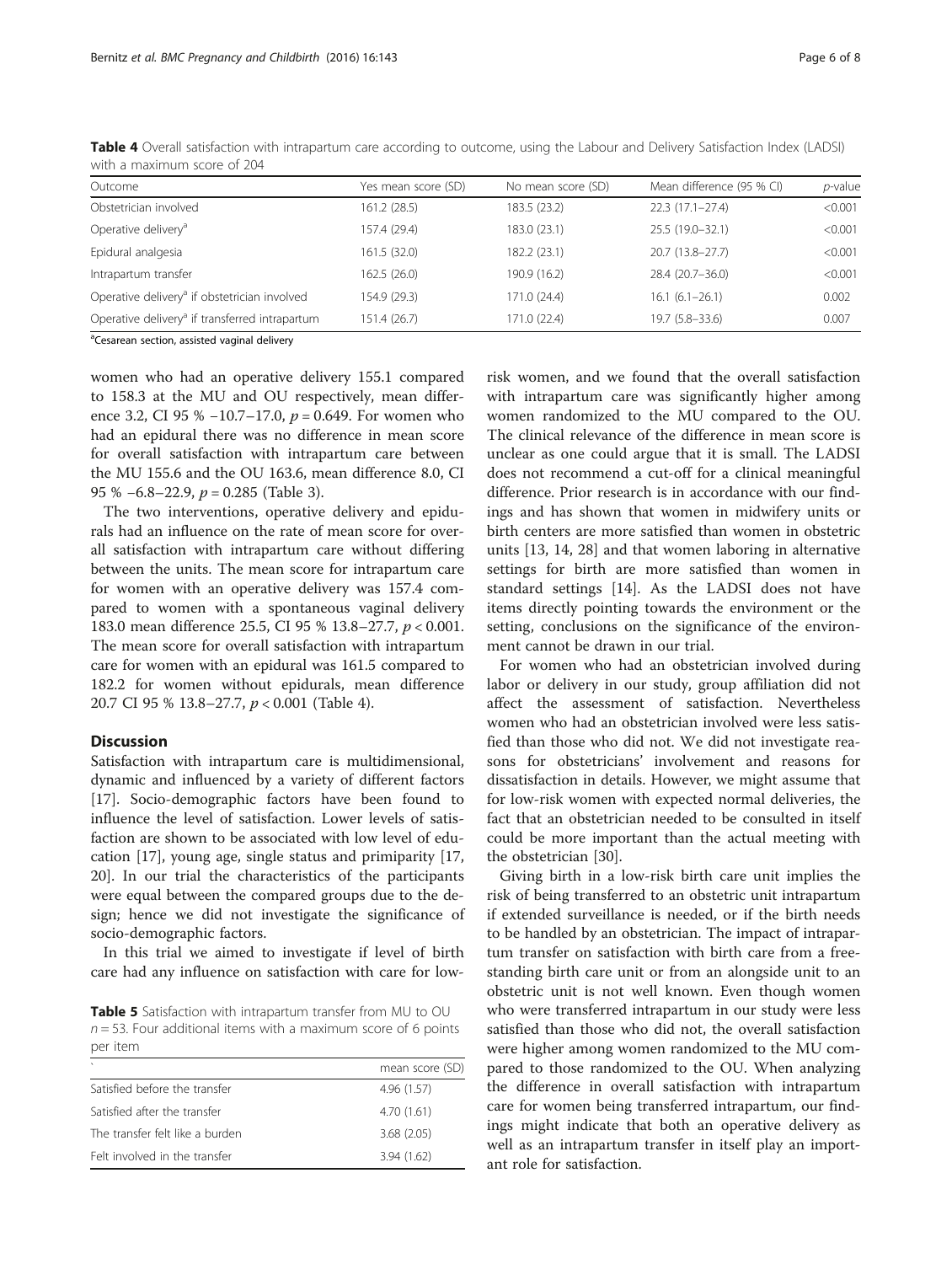**Table 4** Overall satisfaction with intrapartum care according to outcome, using the Labour and Delivery Satisfaction Index (LADSI) with a maximum score of 204

| Outcome | Yes mean score (SD) | No mean score (SD) | Mean difference (95 % CI) | *p*-value |
|---|---|---|---|---|
| Obstetrician involved | 161.2 (28.5) | 183.5 (23.2) | 22.3 (17.1–27.4) | <0.001 |
| Operative delivery[a] | 157.4 (29.4) | 183.0 (23.1) | 25.5 (19.0–32.1) | <0.001 |
| Epidural analgesia | 161.5 (32.0) | 182.2 (23.1) | 20.7 (13.8–27.7) | <0.001 |
| Intrapartum transfer | 162.5 (26.0) | 190.9 (16.2) | 28.4 (20.7–36.0) | <0.001 |
| Operative delivery[a] if obstetrician involved | 154.9 (29.3) | 171.0 (24.4) | 16.1 (6.1–26.1) | 0.002 |
| Operative delivery[a] if transferred intrapartum | 151.4 (26.7) | 171.0 (22.4) | 19.7 (5.8–33.6) | 0.007 |

[a]Cesarean section, assisted vaginal delivery

women who had an operative delivery 155.1 compared to 158.3 at the MU and OU respectively, mean difference 3.2, CI 95 % −10.7–17.0, $p = 0.649$. For women who had an epidural there was no difference in mean score for overall satisfaction with intrapartum care between the MU 155.6 and the OU 163.6, mean difference 8.0, CI 95 % −6.8–22.9, $p = 0.285$ (Table 3).

The two interventions, operative delivery and epidurals had an influence on the rate of mean score for overall satisfaction with intrapartum care without differing between the units. The mean score for intrapartum care for women with an operative delivery was 157.4 compared to women with a spontaneous vaginal delivery 183.0 mean difference 25.5, CI 95 % 13.8–27.7, $p < 0.001$. The mean score for overall satisfaction with intrapartum care for women with an epidural was 161.5 compared to 182.2 for women without epidurals, mean difference 20.7 CI 95 % 13.8–27.7, $p < 0.001$ (Table 4).

## Discussion

Satisfaction with intrapartum care is multidimensional, dynamic and influenced by a variety of different factors [17]. Socio-demographic factors have been found to influence the level of satisfaction. Lower levels of satisfaction are shown to be associated with low level of education [17], young age, single status and primiparity [17, 20]. In our trial the characteristics of the participants were equal between the compared groups due to the design; hence we did not investigate the significance of socio-demographic factors.

In this trial we aimed to investigate if level of birth care had any influence on satisfaction with care for low-risk women, and we found that the overall satisfaction with intrapartum care was significantly higher among women randomized to the MU compared to the OU. The clinical relevance of the difference in mean score is unclear as one could argue that it is small. The LADSI does not recommend a cut-off for a clinical meaningful difference. Prior research is in accordance with our findings and has shown that women in midwifery units or birth centers are more satisfied than women in obstetric units [13, 14, 28] and that women laboring in alternative settings for birth are more satisfied than women in standard settings [14]. As the LADSI does not have items directly pointing towards the environment or the setting, conclusions on the significance of the environment cannot be drawn in our trial.

For women who had an obstetrician involved during labor or delivery in our study, group affiliation did not affect the assessment of satisfaction. Nevertheless women who had an obstetrician involved were less satisfied than those who did not. We did not investigate reasons for obstetricians' involvement and reasons for dissatisfaction in details. However, we might assume that for low-risk women with expected normal deliveries, the fact that an obstetrician needed to be consulted in itself could be more important than the actual meeting with the obstetrician [30].

Giving birth in a low-risk birth care unit implies the risk of being transferred to an obstetric unit intrapartum if extended surveillance is needed, or if the birth needs to be handled by an obstetrician. The impact of intrapartum transfer on satisfaction with birth care from a free-standing birth care unit or from an alongside unit to an obstetric unit is not well known. Even though women who were transferred intrapartum in our study were less satisfied than those who did not, the overall satisfaction were higher among women randomized to the MU compared to those randomized to the OU. When analyzing the difference in overall satisfaction with intrapartum care for women being transferred intrapartum, our findings might indicate that both an operative delivery as well as an intrapartum transfer in itself play an important role for satisfaction.

**Table 5** Satisfaction with intrapartum transfer from MU to OU $n = 53$. Four additional items with a maximum score of 6 points per item

| | mean score (SD) |
|---|---|
| Satisfied before the transfer | 4.96 (1.57) |
| Satisfied after the transfer | 4.70 (1.61) |
| The transfer felt like a burden | 3.68 (2.05) |
| Felt involved in the transfer | 3.94 (1.62) |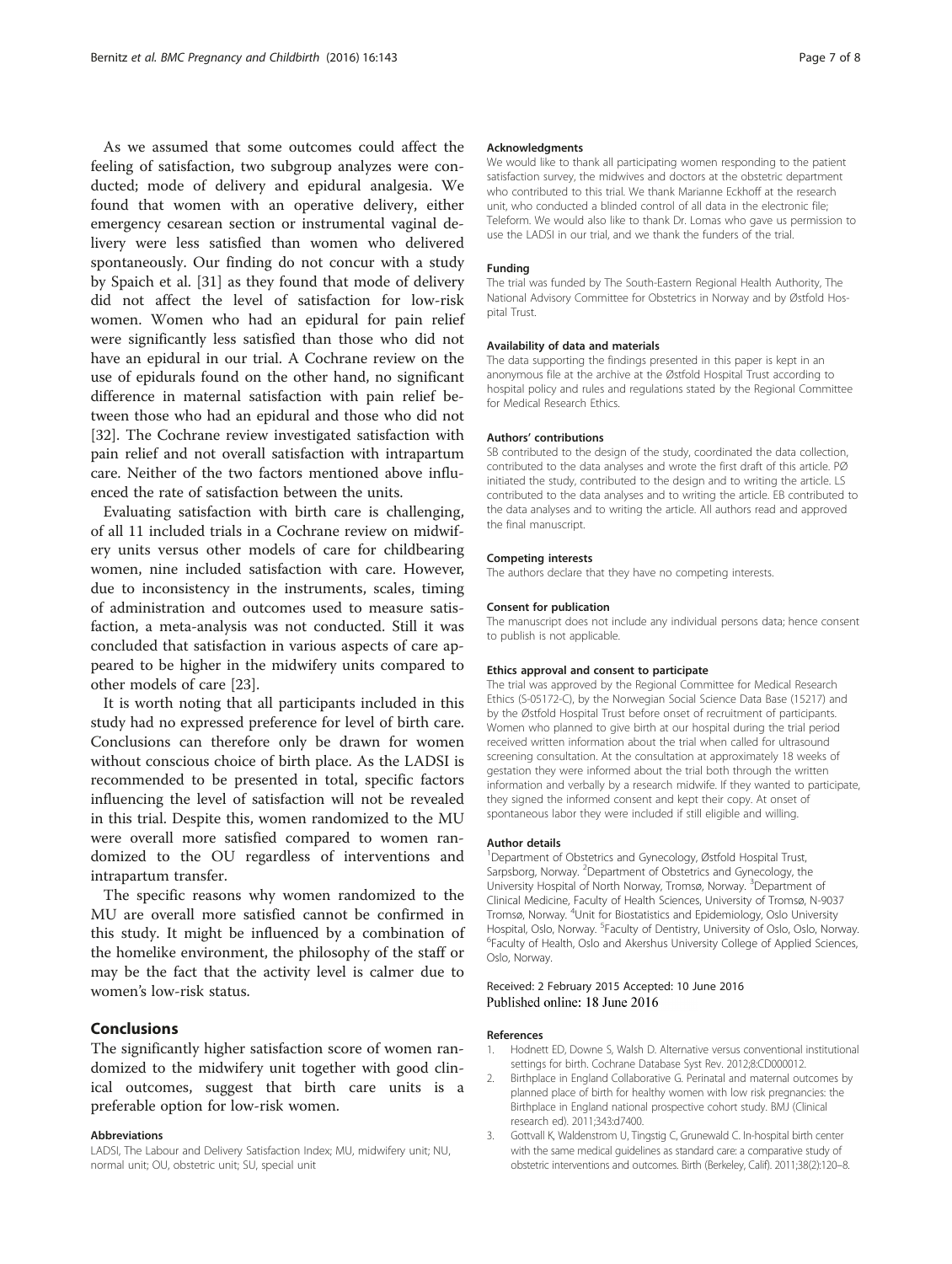As we assumed that some outcomes could affect the feeling of satisfaction, two subgroup analyzes were conducted; mode of delivery and epidural analgesia. We found that women with an operative delivery, either emergency cesarean section or instrumental vaginal delivery were less satisfied than women who delivered spontaneously. Our finding do not concur with a study by Spaich et al. [31] as they found that mode of delivery did not affect the level of satisfaction for low-risk women. Women who had an epidural for pain relief were significantly less satisfied than those who did not have an epidural in our trial. A Cochrane review on the use of epidurals found on the other hand, no significant difference in maternal satisfaction with pain relief between those who had an epidural and those who did not [32]. The Cochrane review investigated satisfaction with pain relief and not overall satisfaction with intrapartum care. Neither of the two factors mentioned above influenced the rate of satisfaction between the units.

Evaluating satisfaction with birth care is challenging, of all 11 included trials in a Cochrane review on midwifery units versus other models of care for childbearing women, nine included satisfaction with care. However, due to inconsistency in the instruments, scales, timing of administration and outcomes used to measure satisfaction, a meta-analysis was not conducted. Still it was concluded that satisfaction in various aspects of care appeared to be higher in the midwifery units compared to other models of care [23].

It is worth noting that all participants included in this study had no expressed preference for level of birth care. Conclusions can therefore only be drawn for women without conscious choice of birth place. As the LADSI is recommended to be presented in total, specific factors influencing the level of satisfaction will not be revealed in this trial. Despite this, women randomized to the MU were overall more satisfied compared to women randomized to the OU regardless of interventions and intrapartum transfer.

The specific reasons why women randomized to the MU are overall more satisfied cannot be confirmed in this study. It might be influenced by a combination of the homelike environment, the philosophy of the staff or may be the fact that the activity level is calmer due to women's low-risk status.

## Conclusions

The significantly higher satisfaction score of women randomized to the midwifery unit together with good clinical outcomes, suggest that birth care units is a preferable option for low-risk women.

### Abbreviations

LADSI, The Labour and Delivery Satisfaction Index; MU, midwifery unit; NU, normal unit; OU, obstetric unit; SU, special unit

### Acknowledgments

We would like to thank all participating women responding to the patient satisfaction survey, the midwives and doctors at the obstetric department who contributed to this trial. We thank Marianne Eckhoff at the research unit, who conducted a blinded control of all data in the electronic file; Teleform. We would also like to thank Dr. Lomas who gave us permission to use the LADSI in our trial, and we thank the funders of the trial.

### Funding

The trial was funded by The South-Eastern Regional Health Authority, The National Advisory Committee for Obstetrics in Norway and by Østfold Hospital Trust.

### Availability of data and materials

The data supporting the findings presented in this paper is kept in an anonymous file at the archive at the Østfold Hospital Trust according to hospital policy and rules and regulations stated by the Regional Committee for Medical Research Ethics.

### Authors' contributions

SB contributed to the design of the study, coordinated the data collection, contributed to the data analyses and wrote the first draft of this article. PØ initiated the study, contributed to the design and to writing the article. LS contributed to the data analyses and to writing the article. EB contributed to the data analyses and to writing the article. All authors read and approved the final manuscript.

### Competing interests

The authors declare that they have no competing interests.

### Consent for publication

The manuscript does not include any individual persons data; hence consent to publish is not applicable.

### Ethics approval and consent to participate

The trial was approved by the Regional Committee for Medical Research Ethics (S-05172-C), by the Norwegian Social Science Data Base (15217) and by the Østfold Hospital Trust before onset of recruitment of participants. Women who planned to give birth at our hospital during the trial period received written information about the trial when called for ultrasound screening consultation. At the consultation at approximately 18 weeks of gestation they were informed about the trial both through the written information and verbally by a research midwife. If they wanted to participate, they signed the informed consent and kept their copy. At onset of spontaneous labor they were included if still eligible and willing.

### Author details

[1]Department of Obstetrics and Gynecology, Østfold Hospital Trust, Sarpsborg, Norway. [2]Department of Obstetrics and Gynecology, the University Hospital of North Norway, Tromsø, Norway. [3]Department of Clinical Medicine, Faculty of Health Sciences, University of Tromsø, N-9037 Tromsø, Norway. [4]Unit for Biostatistics and Epidemiology, Oslo University Hospital, Oslo, Norway. [5]Faculty of Dentistry, University of Oslo, Oslo, Norway. [6]Faculty of Health, Oslo and Akershus University College of Applied Sciences, Oslo, Norway.

Received: 2 February 2015 Accepted: 10 June 2016
Published online: 18 June 2016

### References

1. Hodnett ED, Downe S, Walsh D. Alternative versus conventional institutional settings for birth. Cochrane Database Syst Rev. 2012;8:CD000012.
2. Birthplace in England Collaborative G. Perinatal and maternal outcomes by planned place of birth for healthy women with low risk pregnancies: the Birthplace in England national prospective cohort study. BMJ (Clinical research ed). 2011;343:d7400.
3. Gottvall K, Waldenstrom U, Tingstig C, Grunewald C. In-hospital birth center with the same medical guidelines as standard care: a comparative study of obstetric interventions and outcomes. Birth (Berkeley, Calif). 2011;38(2):120–8.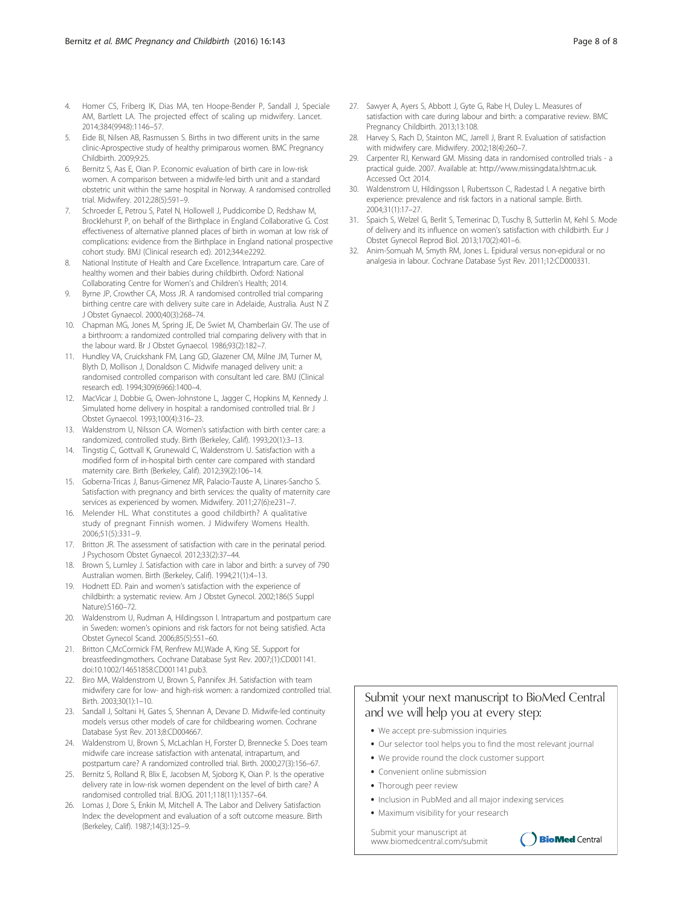4. Homer CS, Friberg IK, Dias MA, ten Hoope-Bender P, Sandall J, Speciale AM, Bartlett LA. The projected effect of scaling up midwifery. Lancet. 2014;384(9948):1146–57.
5. Eide BI, Nilsen AB, Rasmussen S. Births in two different units in the same clinic-Aprospective study of healthy primiparous women. BMC Pregnancy Childbirth. 2009;9:25.
6. Bernitz S, Aas E, Oian P. Economic evaluation of birth care in low-risk women. A comparison between a midwife-led birth unit and a standard obstetric unit within the same hospital in Norway. A randomised controlled trial. Midwifery. 2012;28(5):591–9.
7. Schroeder E, Petrou S, Patel N, Hollowell J, Puddicombe D, Redshaw M, Brocklehurst P, on behalf of the Birthplace in England Collaborative G. Cost effectiveness of alternative planned places of birth in woman at low risk of complications: evidence from the Birthplace in England national prospective cohort study. BMJ (Clinical research ed). 2012;344:e2292.
8. National Institute of Health and Care Excellence. Intrapartum care. Care of healthy women and their babies during childbirth. Oxford: National Collaborating Centre for Women's and Children's Health; 2014.
9. Byrne JP, Crowther CA, Moss JR. A randomised controlled trial comparing birthing centre care with delivery suite care in Adelaide, Australia. Aust N Z J Obstet Gynaecol. 2000;40(3):268–74.
10. Chapman MG, Jones M, Spring JE, De Swiet M, Chamberlain GV. The use of a birthroom: a randomized controlled trial comparing delivery with that in the labour ward. Br J Obstet Gynaecol. 1986;93(2):182–7.
11. Hundley VA, Cruickshank FM, Lang GD, Glazener CM, Milne JM, Turner M, Blyth D, Mollison J, Donaldson C. Midwife managed delivery unit: a randomised controlled comparison with consultant led care. BMJ (Clinical research ed). 1994;309(6966):1400–4.
12. MacVicar J, Dobbie G, Owen-Johnstone L, Jagger C, Hopkins M, Kennedy J. Simulated home delivery in hospital: a randomised controlled trial. Br J Obstet Gynaecol. 1993;100(4):316–23.
13. Waldenstrom U, Nilsson CA. Women's satisfaction with birth center care: a randomized, controlled study. Birth (Berkeley, Calif). 1993;20(1):3–13.
14. Tingstig C, Gottvall K, Grunewald C, Waldenstrom U. Satisfaction with a modified form of in-hospital birth center care compared with standard maternity care. Birth (Berkeley, Calif). 2012;39(2):106–14.
15. Goberna-Tricas J, Banus-Gimenez MR, Palacio-Tauste A, Linares-Sancho S. Satisfaction with pregnancy and birth services: the quality of maternity care services as experienced by women. Midwifery. 2011;27(6):e231–7.
16. Melender HL. What constitutes a good childbirth? A qualitative study of pregnant Finnish women. J Midwifery Womens Health. 2006;51(5):331–9.
17. Britton JR. The assessment of satisfaction with care in the perinatal period. J Psychosom Obstet Gynaecol. 2012;33(2):37–44.
18. Brown S, Lumley J. Satisfaction with care in labor and birth: a survey of 790 Australian women. Birth (Berkeley, Calif). 1994;21(1):4–13.
19. Hodnett ED. Pain and women's satisfaction with the experience of childbirth: a systematic review. Am J Obstet Gynecol. 2002;186(5 Suppl Nature):S160–72.
20. Waldenstrom U, Rudman A, Hildingsson I. Intrapartum and postpartum care in Sweden: women's opinions and risk factors for not being satisfied. Acta Obstet Gynecol Scand. 2006;85(5):551–60.
21. Britton C,McCormick FM, Renfrew MJ,Wade A, King SE. Support for breastfeedingmothers. Cochrane Database Syst Rev. 2007;(1):CD001141. doi:10.1002/14651858.CD001141.pub3.
22. Biro MA, Waldenstrom U, Brown S, Pannifex JH. Satisfaction with team midwifery care for low- and high-risk women: a randomized controlled trial. Birth. 2003;30(1):1–10.
23. Sandall J, Soltani H, Gates S, Shennan A, Devane D. Midwife-led continuity models versus other models of care for childbearing women. Cochrane Database Syst Rev. 2013;8:CD004667.
24. Waldenstrom U, Brown S, McLachlan H, Forster D, Brennecke S. Does team midwife care increase satisfaction with antenatal, intrapartum, and postpartum care? A randomized controlled trial. Birth. 2000;27(3):156–67.
25. Bernitz S, Rolland R, Blix E, Jacobsen M, Sjoborg K, Oian P. Is the operative delivery rate in low-risk women dependent on the level of birth care? A randomised controlled trial. BJOG. 2011;118(11):1357–64.
26. Lomas J, Dore S, Enkin M, Mitchell A. The Labor and Delivery Satisfaction Index: the development and evaluation of a soft outcome measure. Birth (Berkeley, Calif). 1987;14(3):125–9.
27. Sawyer A, Ayers S, Abbott J, Gyte G, Rabe H, Duley L. Measures of satisfaction with care during labour and birth: a comparative review. BMC Pregnancy Childbirth. 2013;13:108.
28. Harvey S, Rach D, Stainton MC, Jarrell J, Brant R. Evaluation of satisfaction with midwifery care. Midwifery. 2002;18(4):260–7.
29. Carpenter RJ, Kenward GM. Missing data in randomised controlled trials - a practical guide. 2007. Available at: http://www.missingdata.lshtm.ac.uk. Accessed Oct 2014.
30. Waldenstrom U, Hildingsson I, Rubertsson C, Radestad I. A negative birth experience: prevalence and risk factors in a national sample. Birth. 2004;31(1):17–27.
31. Spaich S, Welzel G, Berlit S, Temerinac D, Tuschy B, Sutterlin M, Kehl S. Mode of delivery and its influence on women's satisfaction with childbirth. Eur J Obstet Gynecol Reprod Biol. 2013;170(2):401–6.
32. Anim-Somuah M, Smyth RM, Jones L. Epidural versus non-epidural or no analgesia in labour. Cochrane Database Syst Rev. 2011;12:CD000331.

Submit your next manuscript to BioMed Central and we will help you at every step:

- We accept pre-submission inquiries
- Our selector tool helps you to find the most relevant journal
- We provide round the clock customer support
- Convenient online submission
- Thorough peer review
- Inclusion in PubMed and all major indexing services
- Maximum visibility for your research

Submit your manuscript at www.biomedcentral.com/submit

BioMed Central